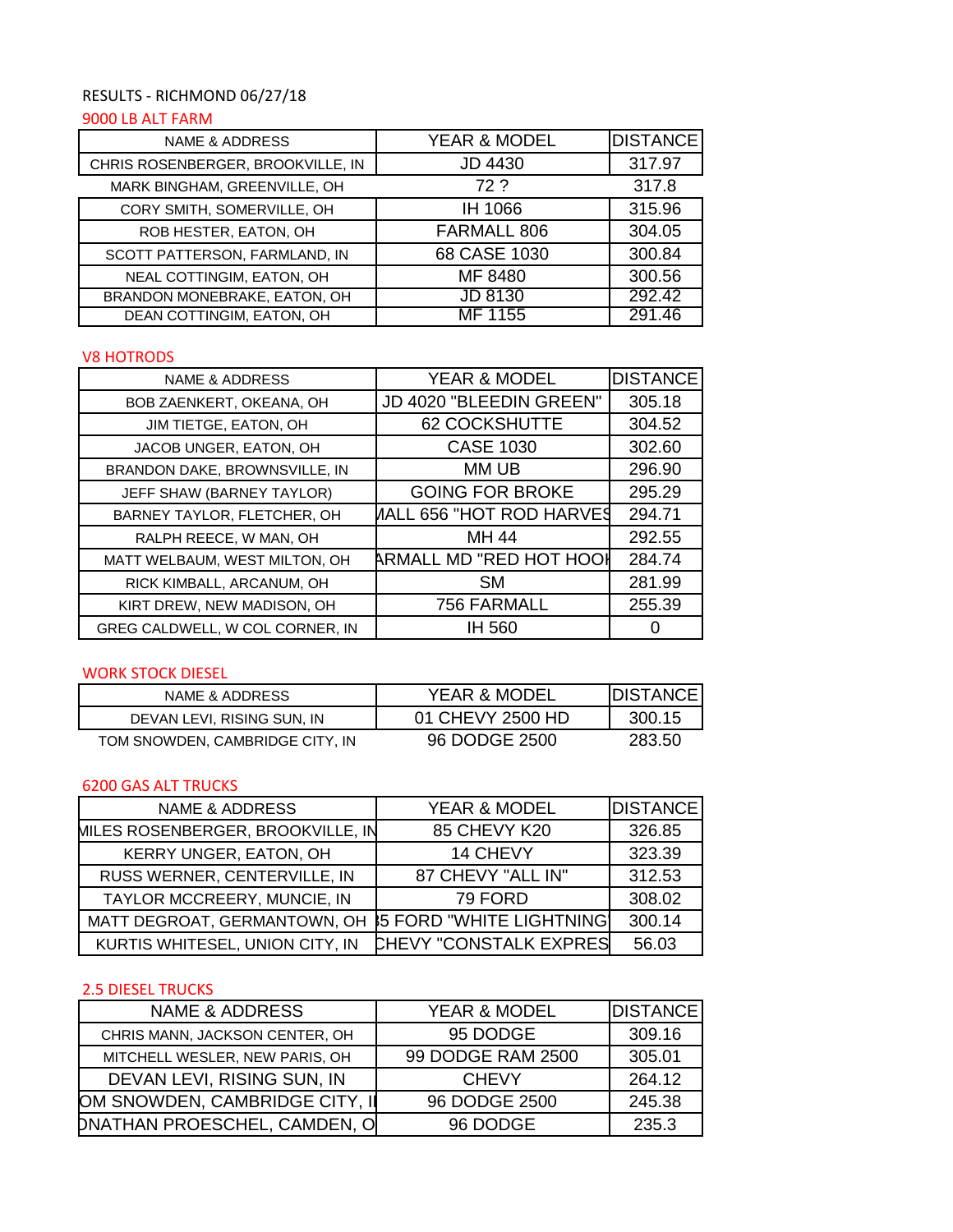RESULTS - RICHMOND 06/27/18

## 9000 LB ALT FARM

| NAME & ADDRESS | YEAR & MODEL | DISTANCE |
|---|---|---|
| CHRIS ROSENBERGER, BROOKVILLE, IN | JD 4430 | 317.97 |
| MARK BINGHAM, GREENVILLE, OH | 72 ? | 317.8 |
| CORY SMITH, SOMERVILLE, OH | IH 1066 | 315.96 |
| ROB HESTER, EATON, OH | FARMALL 806 | 304.05 |
| SCOTT PATTERSON, FARMLAND, IN | 68 CASE 1030 | 300.84 |
| NEAL COTTINGIM, EATON, OH | MF 8480 | 300.56 |
| BRANDON MONEBRAKE, EATON, OH | JD 8130 | 292.42 |
| DEAN COTTINGIM, EATON, OH | MF 1155 | 291.46 |

## V8 HOTRODS

| NAME & ADDRESS | YEAR & MODEL | DISTANCE |
|---|---|---|
| BOB ZAENKERT, OKEANA, OH | JD 4020 "BLEEDIN GREEN" | 305.18 |
| JIM TIETGE, EATON, OH | 62 COCKSHUTTE | 304.52 |
| JACOB UNGER, EATON, OH | CASE 1030 | 302.60 |
| BRANDON DAKE, BROWNSVILLE, IN | MM UB | 296.90 |
| JEFF SHAW (BARNEY TAYLOR) | GOING FOR BROKE | 295.29 |
| BARNEY TAYLOR, FLETCHER, OH | MALL 656 "HOT ROD HARVES | 294.71 |
| RALPH REECE, W MAN, OH | MH 44 | 292.55 |
| MATT WELBAUM, WEST MILTON, OH | ARMALL MD "RED HOT HOOI | 284.74 |
| RICK KIMBALL, ARCANUM, OH | SM | 281.99 |
| KIRT DREW, NEW MADISON, OH | 756 FARMALL | 255.39 |
| GREG CALDWELL, W COL CORNER, IN | IH 560 | 0 |

## WORK STOCK DIESEL

| NAME & ADDRESS | YEAR & MODEL | DISTANCE |
|---|---|---|
| DEVAN LEVI, RISING SUN, IN | 01 CHEVY 2500 HD | 300.15 |
| TOM SNOWDEN, CAMBRIDGE CITY, IN | 96 DODGE 2500 | 283.50 |

## 6200 GAS ALT TRUCKS

| NAME & ADDRESS | YEAR & MODEL | DISTANCE |
|---|---|---|
| MILES ROSENBERGER, BROOKVILLE, IN | 85 CHEVY K20 | 326.85 |
| KERRY UNGER, EATON, OH | 14 CHEVY | 323.39 |
| RUSS WERNER, CENTERVILLE, IN | 87 CHEVY "ALL IN" | 312.53 |
| TAYLOR MCCREERY, MUNCIE, IN | 79 FORD | 308.02 |
| MATT DEGROAT, GERMANTOWN, OH | 35 FORD "WHITE LIGHTNING | 300.14 |
| KURTIS WHITESEL, UNION CITY, IN | CHEVY "CONSTALK EXPRES | 56.03 |

## 2.5 DIESEL TRUCKS

| NAME & ADDRESS | YEAR & MODEL | DISTANCE |
|---|---|---|
| CHRIS MANN, JACKSON CENTER, OH | 95 DODGE | 309.16 |
| MITCHELL WESLER, NEW PARIS, OH | 99 DODGE RAM 2500 | 305.01 |
| DEVAN LEVI, RISING SUN, IN | CHEVY | 264.12 |
| OM SNOWDEN, CAMBRIDGE CITY, I | 96 DODGE 2500 | 245.38 |
| ONATHAN PROESCHEL, CAMDEN, O | 96 DODGE | 235.3 |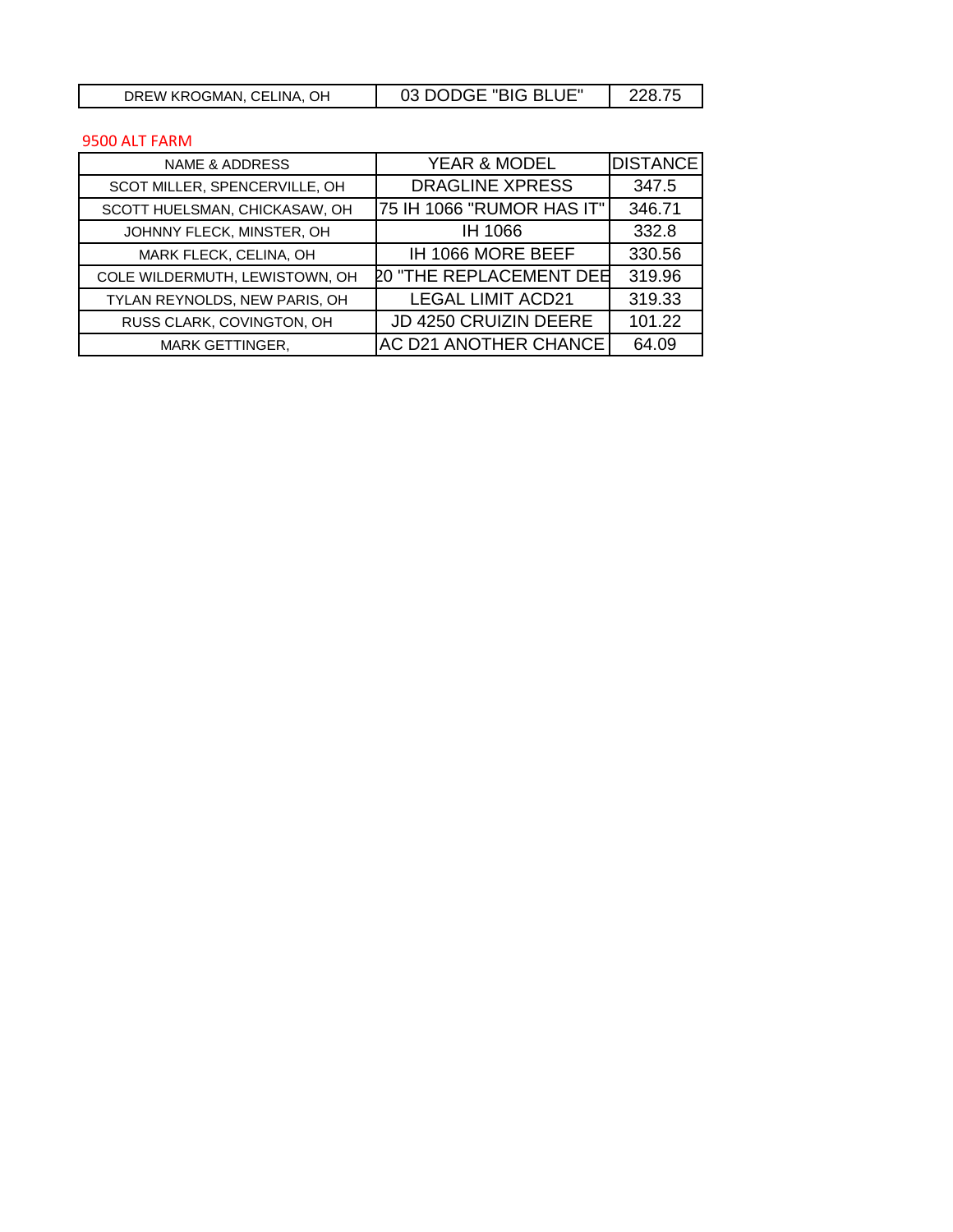| | | |
|---|---|---|
| DREW KROGMAN, CELINA, OH | 03 DODGE "BIG BLUE" | 228.75 |

9500 ALT FARM

| NAME & ADDRESS | YEAR & MODEL | DISTANCE |
|---|---|---|
| SCOT MILLER, SPENCERVILLE, OH | DRAGLINE XPRESS | 347.5 |
| SCOTT HUELSMAN, CHICKASAW, OH | 75 IH 1066 "RUMOR HAS IT" | 346.71 |
| JOHNNY FLECK, MINSTER, OH | IH 1066 | 332.8 |
| MARK FLECK, CELINA, OH | IH 1066 MORE BEEF | 330.56 |
| COLE WILDERMUTH, LEWISTOWN, OH | 20 "THE REPLACEMENT DEE | 319.96 |
| TYLAN REYNOLDS, NEW PARIS, OH | LEGAL LIMIT ACD21 | 319.33 |
| RUSS CLARK, COVINGTON, OH | JD 4250 CRUIZIN DEERE | 101.22 |
| MARK GETTINGER, | AC D21 ANOTHER CHANCE | 64.09 |